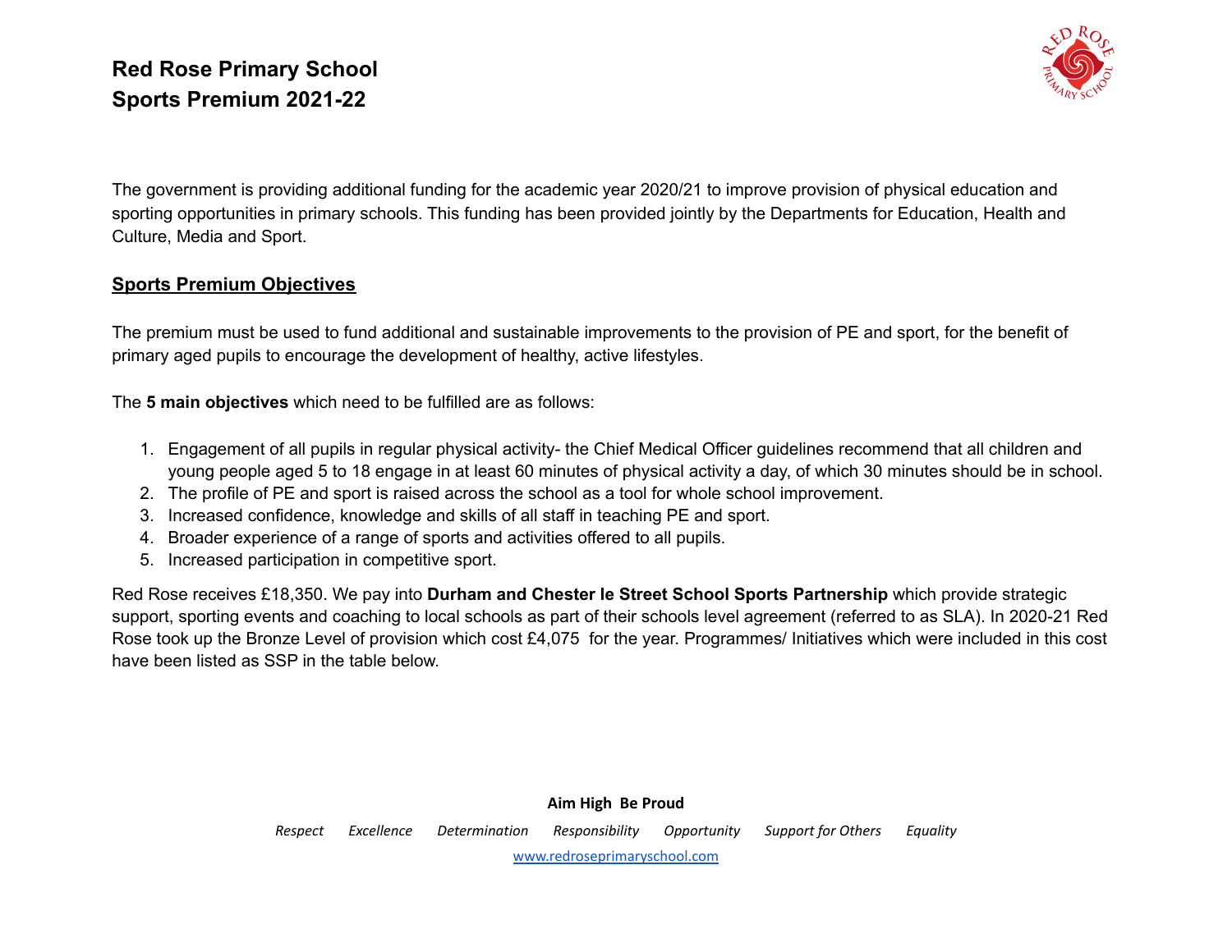# Red Rose Primary School
# Sports Premium 2021-22

The government is providing additional funding for the academic year 2020/21 to improve provision of physical education and sporting opportunities in primary schools. This funding has been provided jointly by the Departments for Education, Health and Culture, Media and Sport.

## Sports Premium Objectives

The premium must be used to fund additional and sustainable improvements to the provision of PE and sport, for the benefit of primary aged pupils to encourage the development of healthy, active lifestyles.

The **5 main objectives** which need to be fulfilled are as follows:

1. Engagement of all pupils in regular physical activity- the Chief Medical Officer guidelines recommend that all children and young people aged 5 to 18 engage in at least 60 minutes of physical activity a day, of which 30 minutes should be in school.
2. The profile of PE and sport is raised across the school as a tool for whole school improvement.
3. Increased confidence, knowledge and skills of all staff in teaching PE and sport.
4. Broader experience of a range of sports and activities offered to all pupils.
5. Increased participation in competitive sport.

Red Rose receives £18,350. We pay into **Durham and Chester le Street School Sports Partnership** which provide strategic support, sporting events and coaching to local schools as part of their schools level agreement (referred to as SLA). In 2020-21 Red Rose took up the Bronze Level of provision which cost £4,075 for the year. Programmes/ Initiatives which were included in this cost have been listed as SSP in the table below.

**Aim High Be Proud**

*Respect Excellence Determination Responsibility Opportunity Support for Others Equality*

www.redroseprimaryschool.com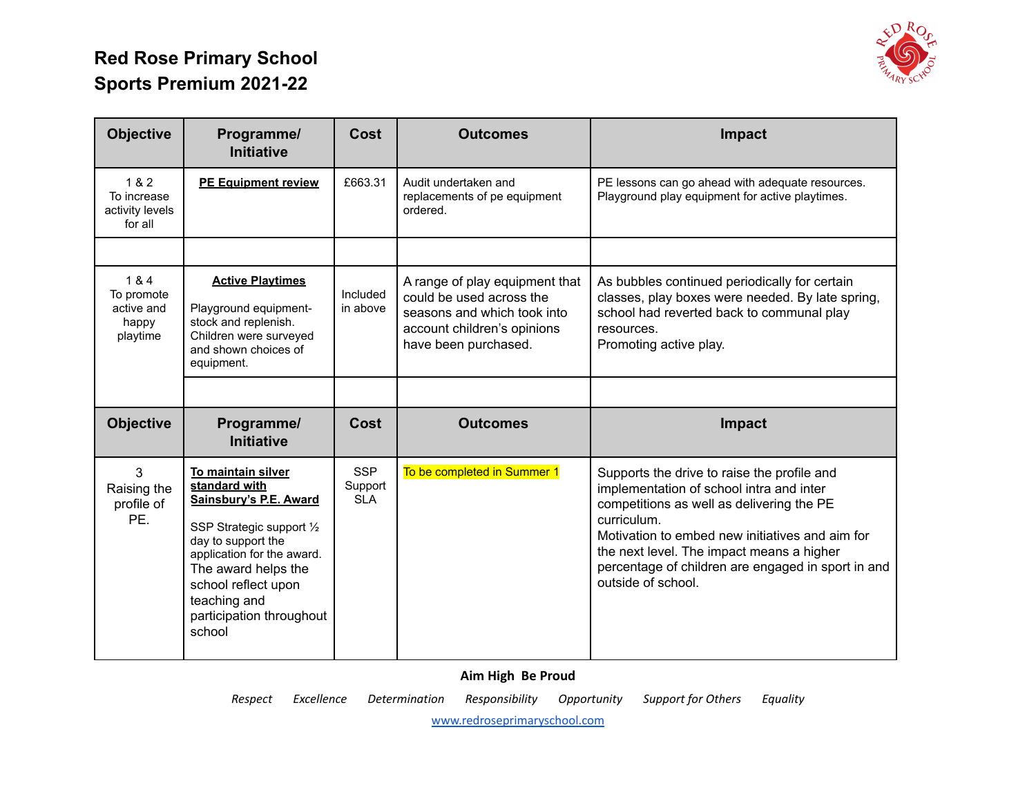# Red Rose Primary School
## Sports Premium 2021-22

| Objective | Programme/ Initiative | Cost | Outcomes | Impact |
|---|---|---|---|---|
| 1 & 2 To increase activity levels for all | **PE Equipment review** | £663.31 | Audit undertaken and replacements of pe equipment ordered. | PE lessons can go ahead with adequate resources. Playground play equipment for active playtimes. |
| | | | | |
| 1 & 4 To promote active and happy playtime | **Active Playtimes** Playground equipment- stock and replenish. Children were surveyed and shown choices of equipment. | Included in above | A range of play equipment that could be used across the seasons and which took into account children's opinions have been purchased. | As bubbles continued periodically for certain classes, play boxes were needed. By late spring, school had reverted back to communal play resources. Promoting active play. |
| | | | | |
| **Objective** | **Programme/ Initiative** | **Cost** | **Outcomes** | **Impact** |
| 3 Raising the profile of PE. | **To maintain silver standard with Sainsbury's P.E. Award** SSP Strategic support ½ day to support the application for the award. The award helps the school reflect upon teaching and participation throughout school | SSP Support SLA | To be completed in Summer 1 | Supports the drive to raise the profile and implementation of school intra and inter competitions as well as delivering the PE curriculum. Motivation to embed new initiatives and aim for the next level. The impact means a higher percentage of children are engaged in sport in and outside of school. |

**Aim High Be Proud**

*Respect Excellence Determination Responsibility Opportunity Support for Others Equality*

www.redroseprimaryschool.com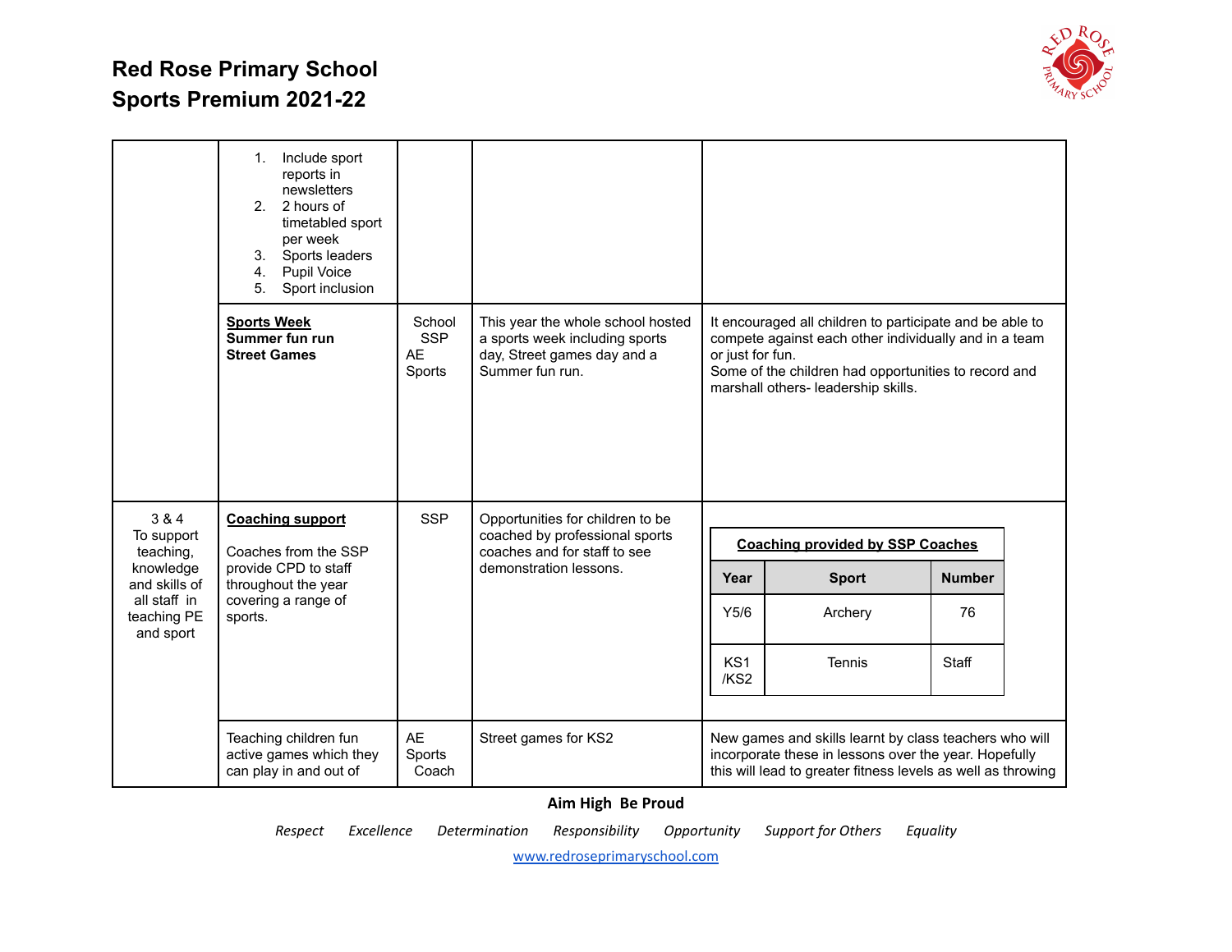# Red Rose Primary School
## Sports Premium 2021-22

| | | | | |
|---|---|---|---|---|
| | 1. Include sport reports in newsletters<br>2. 2 hours of timetabled sport per week<br>3. Sports leaders<br>4. Pupil Voice<br>5. Sport inclusion | | | |
| | **Sports Week**<br>**Summer fun run**<br>**Street Games** | School SSP<br>AE Sports | This year the whole school hosted a sports week including sports day, Street games day and a Summer fun run. | It encouraged all children to participate and be able to compete against each other individually and in a team or just for fun.<br>Some of the children had opportunities to record and marshall others- leadership skills. |
| 3 & 4<br>To support teaching, knowledge and skills of all staff in teaching PE and sport | **Coaching support**<br><br>Coaches from the SSP provide CPD to staff throughout the year covering a range of sports. | SSP | Opportunities for children to be coached by professional sports coaches and for staff to see demonstration lessons. | **Coaching provided by SSP Coaches** (see table below) |
| | Teaching children fun active games which they can play in and out of | AE Sports Coach | Street games for KS2 | New games and skills learnt by class teachers who will incorporate these in lessons over the year. Hopefully this will lead to greater fitness levels as well as throwing |

**Coaching provided by SSP Coaches**

| Year | Sport | Number |
|---|---|---|
| Y5/6 | Archery | 76 |
| KS1 /KS2 | Tennis | Staff |

**Aim High Be Proud**

*Respect Excellence Determination Responsibility Opportunity Support for Others Equality*

www.redroseprimaryschool.com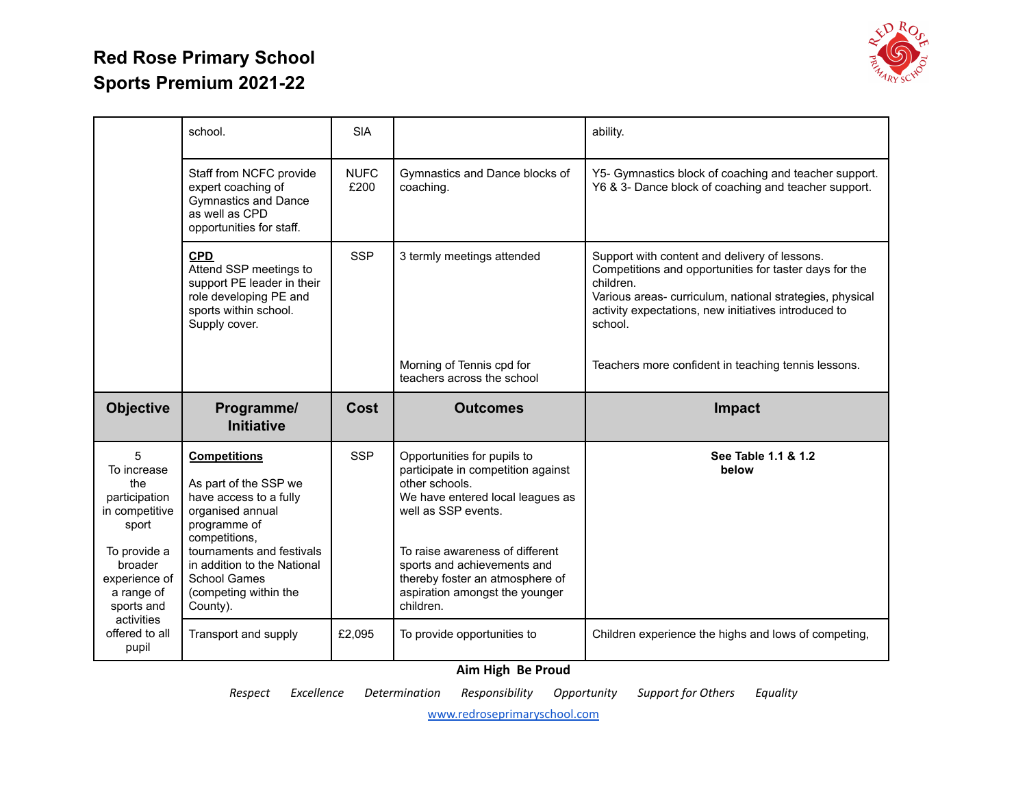# Red Rose Primary School
## Sports Premium 2021-22

| | | | | |
|---|---|---|---|---|
| | school. | SIA | | ability. |
| | Staff from NCFC provide expert coaching of Gymnastics and Dance as well as CPD opportunities for staff. | NUFC £200 | Gymnastics and Dance blocks of coaching. | Y5- Gymnastics block of coaching and teacher support. Y6 & 3- Dance block of coaching and teacher support. |
| | **CPD** Attend SSP meetings to support PE leader in their role developing PE and sports within school. Supply cover. | SSP | 3 termly meetings attended<br><br>Morning of Tennis cpd for teachers across the school | Support with content and delivery of lessons. Competitions and opportunities for taster days for the children. Various areas- curriculum, national strategies, physical activity expectations, new initiatives introduced to school.<br><br>Teachers more confident in teaching tennis lessons. |
| **Objective** | **Programme/ Initiative** | **Cost** | **Outcomes** | **Impact** |
| 5 To increase the participation in competitive sport<br><br>To provide a broader experience of a range of sports and activities offered to all pupil | **Competitions**<br><br>As part of the SSP we have access to a fully organised annual programme of competitions, tournaments and festivals in addition to the National School Games (competing within the County). | SSP | Opportunities for pupils to participate in competition against other schools. We have entered local leagues as well as SSP events.<br><br>To raise awareness of different sports and achievements and thereby foster an atmosphere of aspiration amongst the younger children. | **See Table 1.1 & 1.2 below** |
| | Transport and supply | £2,095 | To provide opportunities to | Children experience the highs and lows of competing, |

**Aim High Be Proud**

*Respect Excellence Determination Responsibility Opportunity Support for Others Equality*

www.redroseprimaryschool.com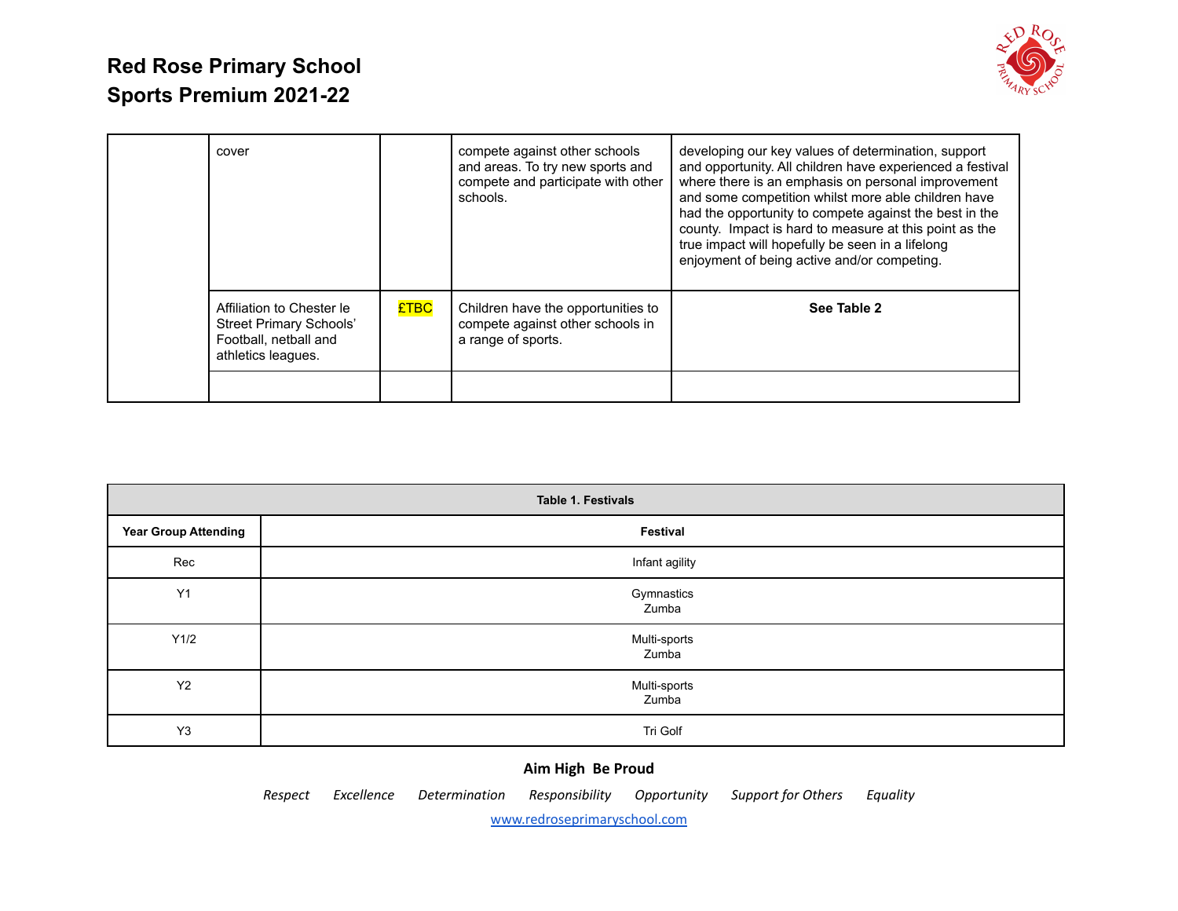| | | | | |
|---|---|---|---|---|
| | cover | | compete against other schools and areas. To try new sports and compete and participate with other schools. | developing our key values of determination, support and opportunity. All children have experienced a festival where there is an emphasis on personal improvement and some competition whilst more able children have had the opportunity to compete against the best in the county. Impact is hard to measure at this point as the true impact will hopefully be seen in a lifelong enjoyment of being active and/or competing. |
| | Affiliation to Chester le Street Primary Schools' Football, netball and athletics leagues. | £TBC | Children have the opportunities to compete against other schools in a range of sports. | **See Table 2** |
| | | | | |

| **Table 1. Festivals** | |
|---|---|
| **Year Group Attending** | **Festival** |
| Rec | Infant agility |
| Y1 | Gymnastics<br>Zumba |
| Y1/2 | Multi-sports<br>Zumba |
| Y2 | Multi-sports<br>Zumba |
| Y3 | Tri Golf |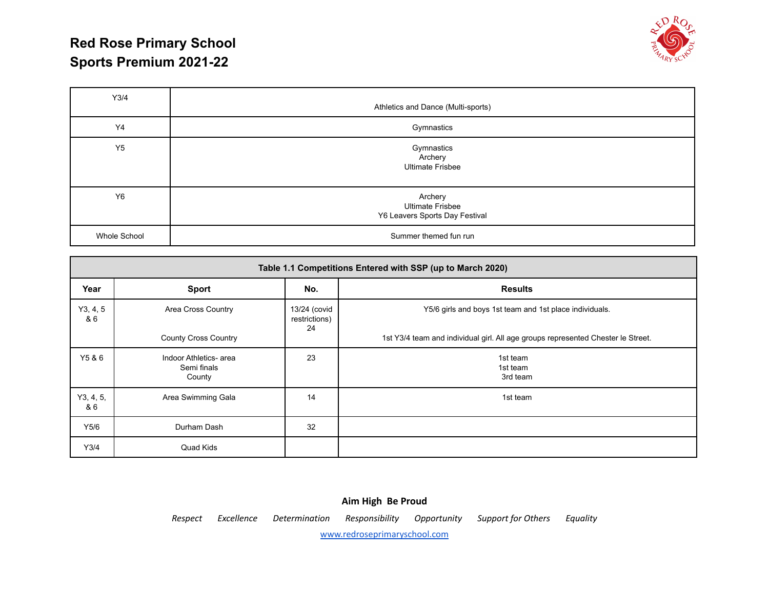# Red Rose Primary School
## Sports Premium 2021-22

| Y3/4 | Athletics and Dance (Multi-sports) |
|---|---|
| Y4 | Gymnastics |
| Y5 | Gymnastics<br>Archery<br>Ultimate Frisbee |
| Y6 | Archery<br>Ultimate Frisbee<br>Y6 Leavers Sports Day Festival |
| Whole School | Summer themed fun run |

**Table 1.1 Competitions Entered with SSP (up to March 2020)**

| Year | Sport | No. | Results |
|---|---|---|---|
| Y3, 4, 5 & 6 | Area Cross Country<br><br>County Cross Country | 13/24 (covid restrictions)<br>24 | Y5/6 girls and boys 1st team and 1st place individuals.<br><br>1st Y3/4 team and individual girl. All age groups represented Chester le Street. |
| Y5 & 6 | Indoor Athletics- area<br>Semi finals<br>County | 23 | 1st team<br>1st team<br>3rd team |
| Y3, 4, 5, & 6 | Area Swimming Gala | 14 | 1st team |
| Y5/6 | Durham Dash | 32 | |
| Y3/4 | Quad Kids | | |

**Aim High Be Proud**

*Respect Excellence Determination Responsibility Opportunity Support for Others Equality*

www.redroseprimaryschool.com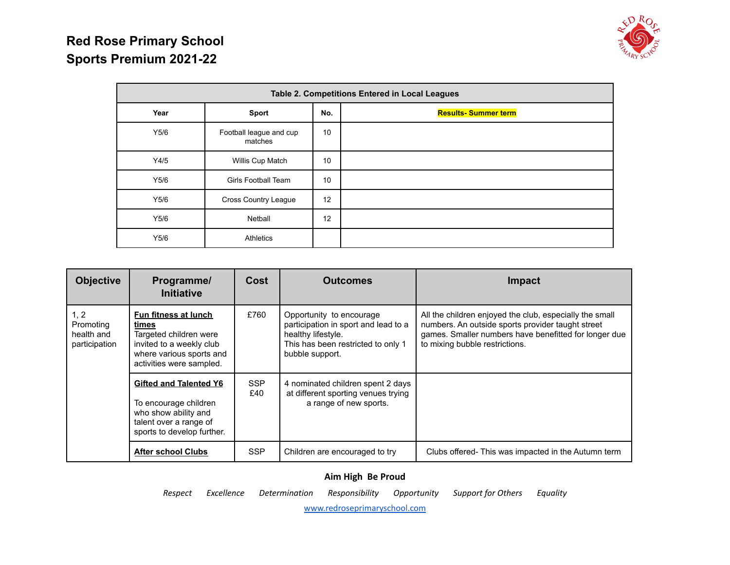# Red Rose Primary School
## Sports Premium 2021-22

| Table 2. Competitions Entered in Local Leagues | | | |
|---|---|---|---|
| **Year** | **Sport** | **No.** | **Results- Summer term** |
| Y5/6 | Football league and cup matches | 10 | |
| Y4/5 | Willis Cup Match | 10 | |
| Y5/6 | Girls Football Team | 10 | |
| Y5/6 | Cross Country League | 12 | |
| Y5/6 | Netball | 12 | |
| Y5/6 | Athletics | | |

| Objective | Programme/ Initiative | Cost | Outcomes | Impact |
|---|---|---|---|---|
| 1, 2 Promoting health and participation | **Fun fitness at lunch times** Targeted children were invited to a weekly club where various sports and activities were sampled. | £760 | Opportunity to encourage participation in sport and lead to a healthy lifestyle. This has been restricted to only 1 bubble support. | All the children enjoyed the club, especially the small numbers. An outside sports provider taught street games. Smaller numbers have benefitted for longer due to mixing bubble restrictions. |
| | **Gifted and Talented Y6** To encourage children who show ability and talent over a range of sports to develop further. | SSP £40 | 4 nominated children spent 2 days at different sporting venues trying a range of new sports. | |
| | **After school Clubs** | SSP | Children are encouraged to try | Clubs offered- This was impacted in the Autumn term |

**Aim High Be Proud**

*Respect Excellence Determination Responsibility Opportunity Support for Others Equality*

www.redroseprimaryschool.com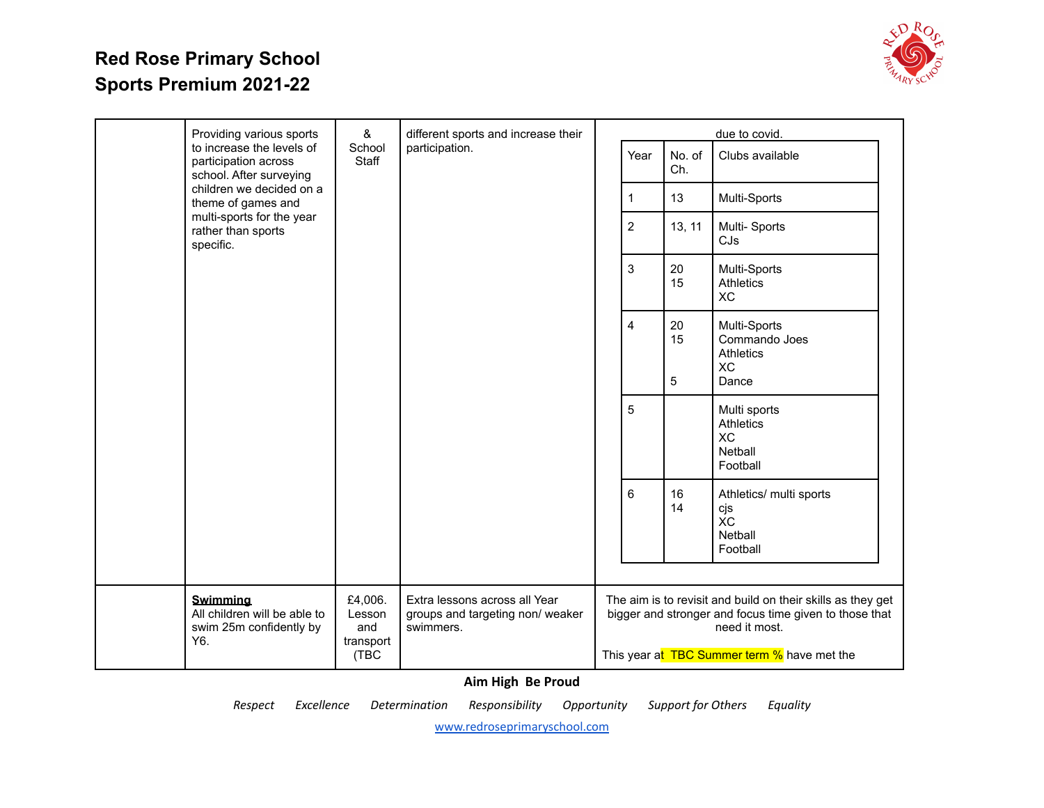# Red Rose Primary School
## Sports Premium 2021-22

| | | | | |
|---|---|---|---|---|
| | Providing various sports to increase the levels of participation across school. After surveying children we decided on a theme of games and multi-sports for the year rather than sports specific. | & School Staff | different sports and increase their participation. | due to covid. |
| | **Swimming** All children will be able to swim 25m confidently by Y6. | £4,006. Lesson and transport (TBC | Extra lessons across all Year groups and targeting non/ weaker swimmers. | The aim is to revisit and build on their skills as they get bigger and stronger and focus time given to those that need it most. This year at TBC Summer term % have met the |

| Year | No. of Ch. | Clubs available |
|---|---|---|
| 1 | 13 | Multi-Sports |
| 2 | 13, 11 | Multi- Sports CJs |
| 3 | 20 15 | Multi-Sports Athletics XC |
| 4 | 20 15 5 | Multi-Sports Commando Joes Athletics XC Dance |
| 5 | | Multi sports Athletics XC Netball Football |
| 6 | 16 14 | Athletics/ multi sports cjs XC Netball Football |

**Aim High Be Proud**

*Respect Excellence Determination Responsibility Opportunity Support for Others Equality*

www.redroseprimaryschool.com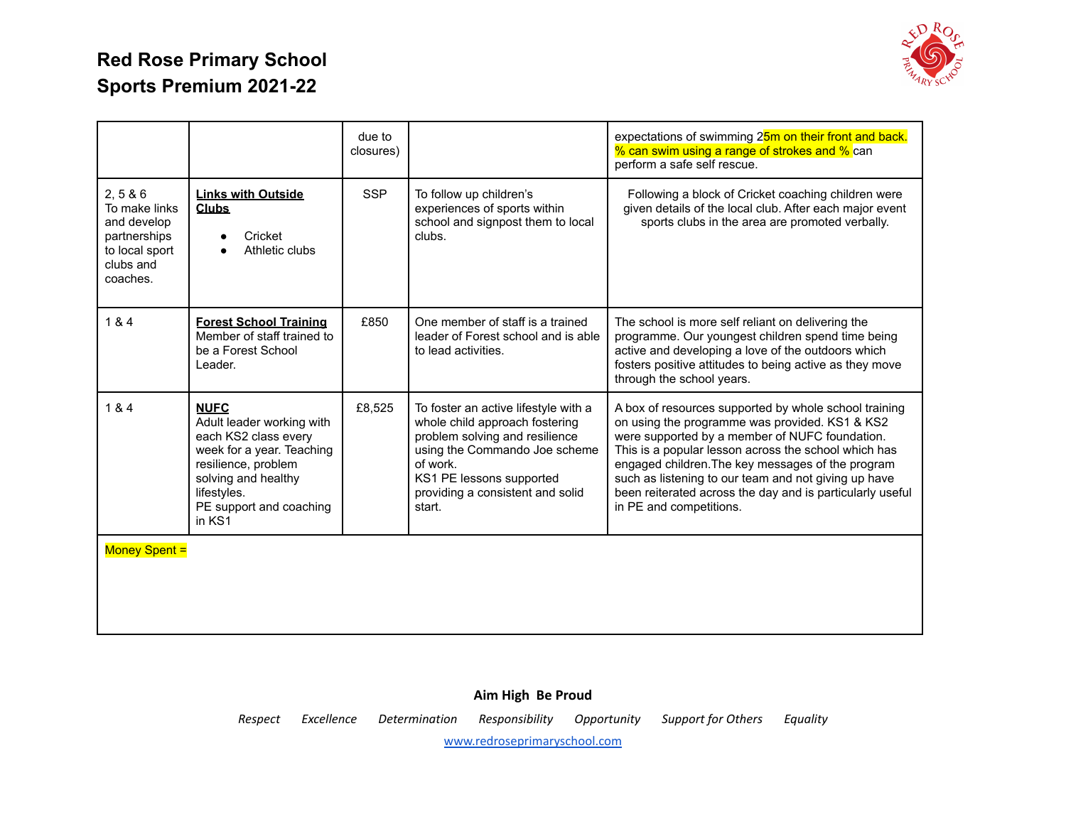# Red Rose Primary School
## Sports Premium 2021-22

| | | | | |
|---|---|---|---|---|
| | | due to closures) | | expectations of swimming 25m on their front and back. % can swim using a range of strokes and % can perform a safe self rescue. |
| 2, 5 & 6 To make links and develop partnerships to local sport clubs and coaches. | **Links with Outside Clubs** <br>• Cricket <br>• Athletic clubs | SSP | To follow up children's experiences of sports within school and signpost them to local clubs. | Following a block of Cricket coaching children were given details of the local club. After each major event sports clubs in the area are promoted verbally. |
| 1 & 4 | **Forest School Training** Member of staff trained to be a Forest School Leader. | £850 | One member of staff is a trained leader of Forest school and is able to lead activities. | The school is more self reliant on delivering the programme. Our youngest children spend time being active and developing a love of the outdoors which fosters positive attitudes to being active as they move through the school years. |
| 1 & 4 | **NUFC** Adult leader working with each KS2 class every week for a year. Teaching resilience, problem solving and healthy lifestyles. PE support and coaching in KS1 | £8,525 | To foster an active lifestyle with a whole child approach fostering problem solving and resilience using the Commando Joe scheme of work. KS1 PE lessons supported providing a consistent and solid start. | A box of resources supported by whole school training on using the programme was provided. KS1 & KS2 were supported by a member of NUFC foundation. This is a popular lesson across the school which has engaged children.The key messages of the program such as listening to our team and not giving up have been reiterated across the day and is particularly useful in PE and competitions. |
| Money Spent = | | | | |

**Aim High Be Proud**

*Respect Excellence Determination Responsibility Opportunity Support for Others Equality*

www.redroseprimaryschool.com